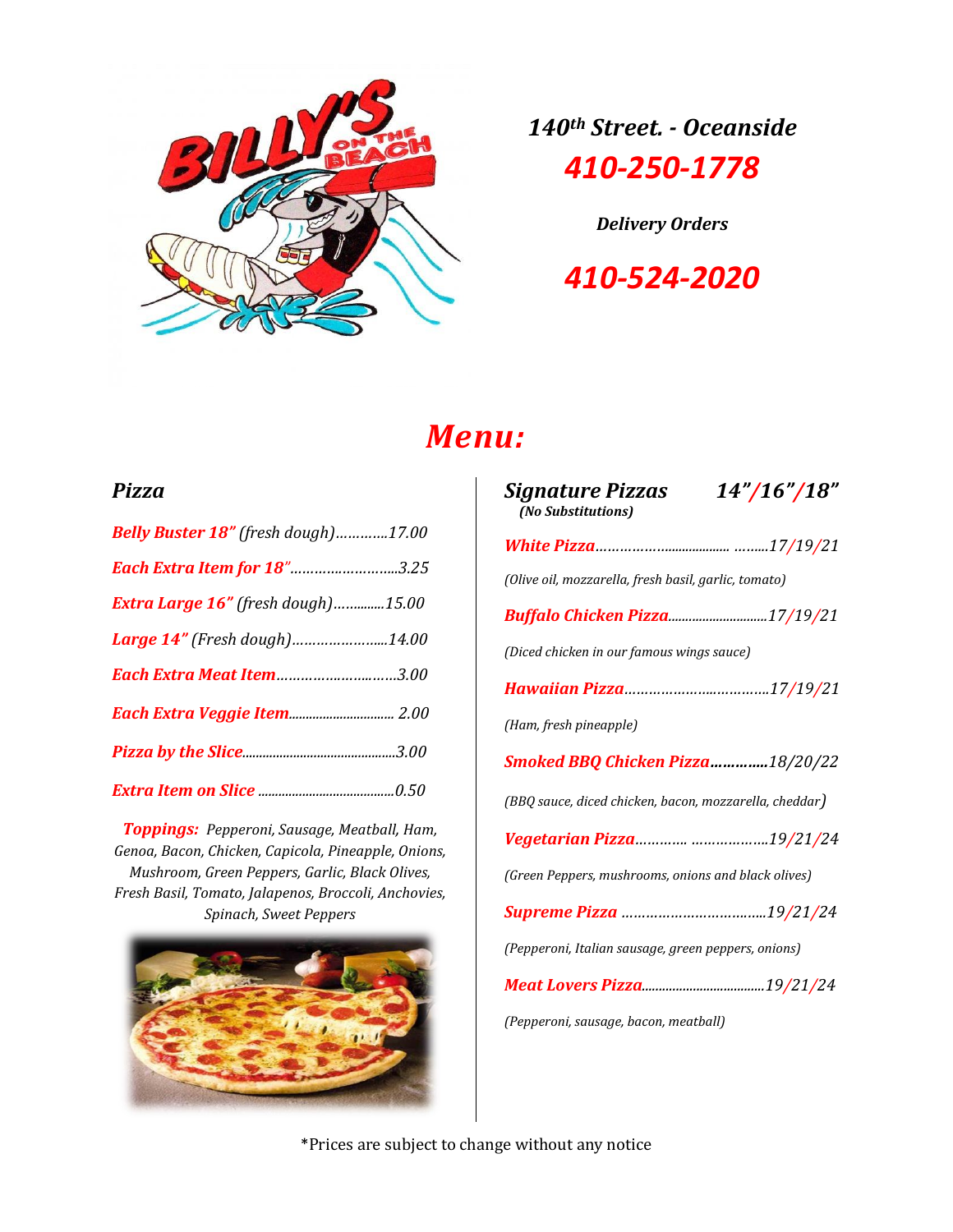140th Street. - Oceanside

**410-250-1778**

*Delivery Orders*

**410-524-2020**

# *Menu:*

## *Pizza*

***Belly Buster 18"*** *(fresh dough)*............17.00

***Each Extra Item for 18"***..........................3.25

***Extra Large 16"*** *(fresh dough)*.............15.00

***Large 14"*** *(Fresh dough)*.......................14.00

***Each Extra Meat Item***.............................3.00

***Each Extra Veggie Item***.............................. 2.00

***Pizza by the Slice***...........................................3.00

***Extra Item on Slice*** ......................................0.50

***Toppings:*** *Pepperoni, Sausage, Meatball, Ham, Genoa, Bacon, Chicken, Capicola, Pineapple, Onions, Mushroom, Green Peppers, Garlic, Black Olives, Fresh Basil, Tomato, Jalapenos, Broccoli, Anchovies, Spinach, Sweet Peppers*

## *Signature Pizzas* 14"/16"/18"

***(No Substitutions)***

***White Pizza***.................................. ........17/19/21

*(Olive oil, mozzarella, fresh basil, garlic, tomato)*

***Buffalo Chicken Pizza***...........................17/19/21

*(Diced chicken in our famous wings sauce)*

***Hawaiian Pizza***.....................................17/19/21

*(Ham, fresh pineapple)*

***Smoked BBQ Chicken Pizza***.............18/20/22

*(BBQ sauce, diced chicken, bacon, mozzarella, cheddar)*

***Vegetarian Pizza***............ .................19/21/24

*(Green Peppers, mushrooms, onions and black olives)*

***Supreme Pizza*** ...................................19/21/24

*(Pepperoni, Italian sausage, green peppers, onions)*

***Meat Lovers Pizza***.................................19/21/24

*(Pepperoni, sausage, bacon, meatball)*

*Prices are subject to change without any notice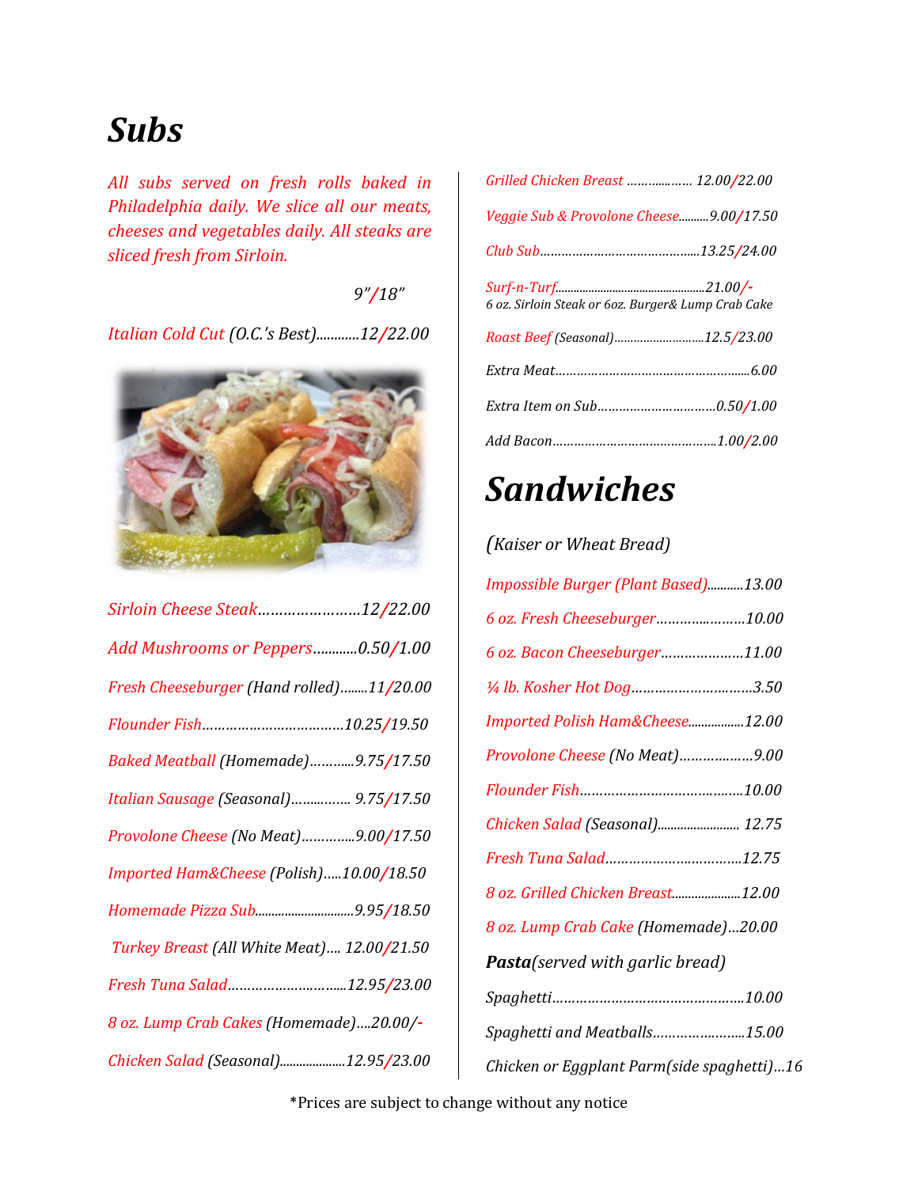# Subs

*All subs served on fresh rolls baked in Philadelphia daily. We slice all our meats, cheeses and vegetables daily. All steaks are sliced fresh from Sirloin.*

*9"/18"*

*Italian Cold Cut (O.C.'s Best)............12/22.00*

*Sirloin Cheese Steak.........................12/22.00*

*Add Mushrooms or Peppers............0.50/1.00*

*Fresh Cheeseburger (Hand rolled)........11/20.00*

*Flounder Fish....................................10.25/19.50*

*Baked Meatball (Homemade)............9.75/17.50*

*Italian Sausage (Seasonal)................ 9.75/17.50*

*Provolone Cheese (No Meat)..............9.00/17.50*

*Imported Ham&Cheese (Polish).....10.00/18.50*

*Homemade Pizza Sub..............................9.95/18.50*

*Turkey Breast (All White Meat).... 12.00/21.50*

*Fresh Tuna Salad................................12.95/23.00*

*8 oz. Lump Crab Cakes (Homemade)....20.00/-*

*Chicken Salad (Seasonal)....................12.95/23.00*

*Grilled Chicken Breast .................... 12.00/22.00*

*Veggie Sub & Provolone Cheese..........9.00/17.50*

*Club Sub.............................................13.25/24.00*

*Surf-n-Turf.................................................21.00/-*
*6 oz. Sirloin Steak or 6oz. Burger& Lump Crab Cake*

*Roast Beef (Seasonal)............................12.5/23.00*

*Extra Meat......................................................6.00*

*Extra Item on Sub.................................0.50/1.00*

*Add Bacon.............................................1.00/2.00*

# Sandwiches

*(Kaiser or Wheat Bread)*

*Impossible Burger (Plant Based)...........13.00*

*6 oz. Fresh Cheeseburger..........................10.00*

*6 oz. Bacon Cheeseburger.....................11.00*

*¼ lb. Kosher Hot Dog...............................3.50*

*Imported Polish Ham&Cheese.................12.00*

*Provolone Cheese (No Meat)...................9.00*

*Flounder Fish..........................................10.00*

*Chicken Salad (Seasonal).......................... 12.75*

*Fresh Tuna Salad..................................12.75*

*8 oz. Grilled Chicken Breast......................12.00*

*8 oz. Lump Crab Cake (Homemade)...20.00*

***Pasta** (served with garlic bread)*

*Spaghetti................................................10.00*

*Spaghetti and Meatballs.......................15.00*

*Chicken or Eggplant Parm(side spaghetti)...16*

*Prices are subject to change without any notice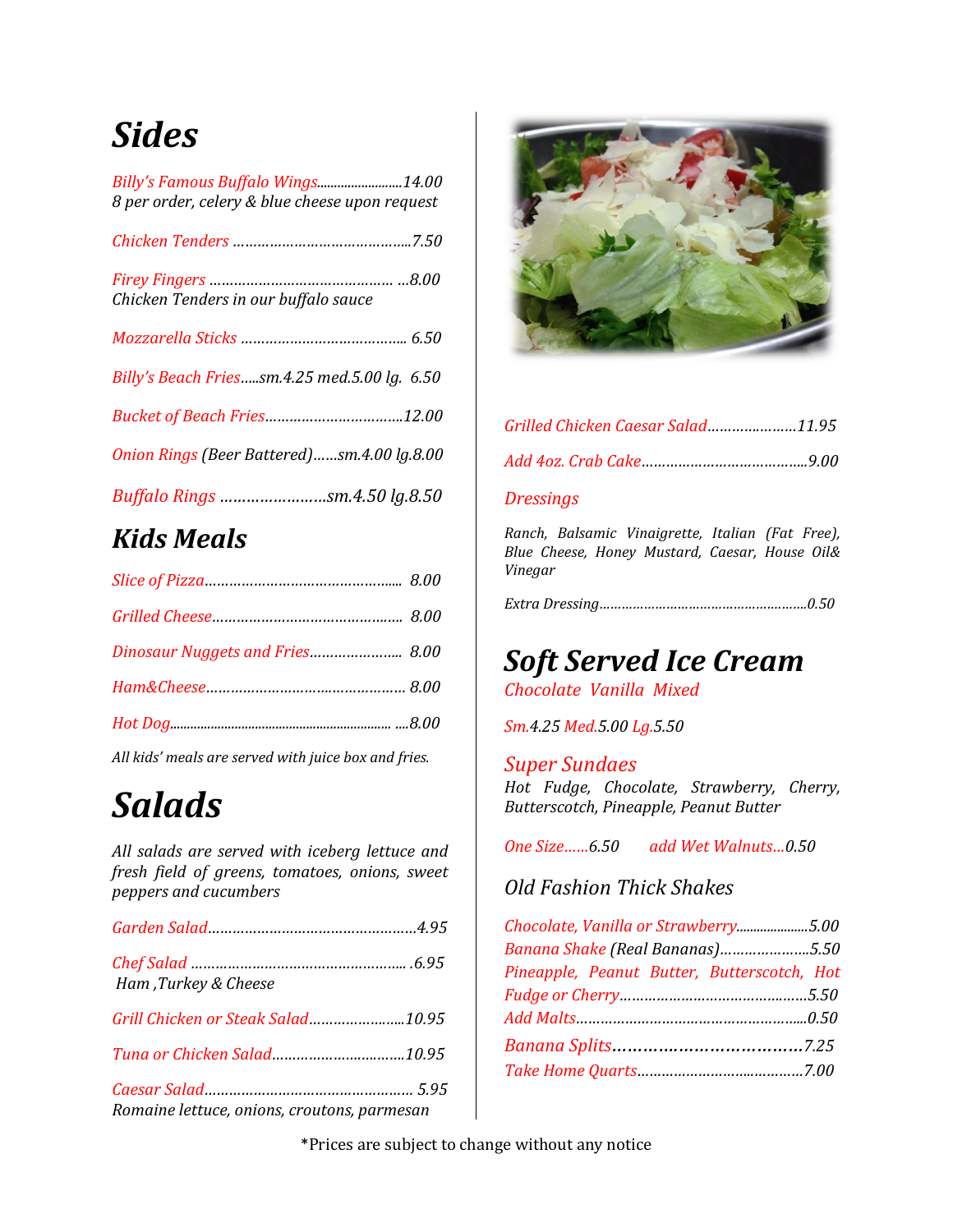# Sides

*Billy's Famous Buffalo Wings.........................14.00*
*8 per order, celery & blue cheese upon request*

*Chicken Tenders ...........................................7.50*

*Firey Fingers ............................................. ...8.00*
*Chicken Tenders in our buffalo sauce*

*Mozzarella Sticks ......................................... 6.50*

*Billy's Beach Fries.....sm.4.25 med.5.00 lg. 6.50*

*Bucket of Beach Fries..................................12.00*

*Onion Rings (Beer Battered)......sm.4.00 lg.8.00*

*Buffalo Rings ........................sm.4.50 lg.8.50*

## Kids Meals

*Slice of Pizza................................................ 8.00*

*Grilled Cheese.............................................. 8.00*

*Dinosaur Nuggets and Fries...................... 8.00*

*Ham&Cheese................................................ 8.00*

*Hot Dog.................................................................8.00*

*All kids' meals are served with juice box and fries.*

# Salads

*All salads are served with iceberg lettuce and fresh field of greens, tomatoes, onions, sweet peppers and cucumbers*

*Garden Salad...................................................4.95*

*Chef Salad ...................................................... .6.95*
*Ham ,Turkey & Cheese*

*Grill Chicken or Steak Salad.........................10.95*

*Tuna or Chicken Salad.................................10.95*

*Caesar Salad................................................... 5.95*
*Romaine lettuce, onions, croutons, parmesan*

*Grilled Chicken Caesar Salad......................11.95*

*Add 4oz. Crab Cake.........................................9.00*

*Dressings*

*Ranch, Balsamic Vinaigrette, Italian (Fat Free), Blue Cheese, Honey Mustard, Caesar, House Oil& Vinegar*

*Extra Dressing.........................................................0.50*

# Soft Served Ice Cream

*Chocolate Vanilla Mixed*

*Sm.4.25 Med.5.00 Lg.5.50*

*Super Sundaes*
*Hot Fudge, Chocolate, Strawberry, Cherry, Butterscotch, Pineapple, Peanut Butter*

*One Size......6.50 add Wet Walnuts...0.50*

## Old Fashion Thick Shakes

*Chocolate, Vanilla or Strawberry......................5.00*
*Banana Shake (Real Bananas).....................5.50*
*Pineapple, Peanut Butter, Butterscotch, Hot Fudge or Cherry...............................................5.50*
*Add Malts...........................................................0.50*
*Banana Splits......................................7.25*
*Take Home Quarts.........................................7.00*

*Prices are subject to change without any notice